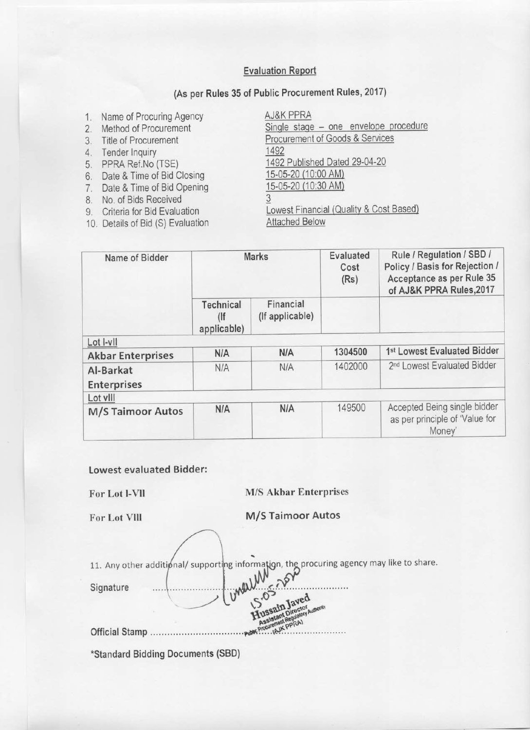## Evaluation Report

### (As per Rules 35 of Public Procurement Rules, 2017)

1. Name of Procuring Agency — AJ&K PPRA
2. Method of Procurement — Single stage – one envelope procedure
3. Title of Procurement — Procurement of Goods & Services
4. Tender Inquiry — 1492
5. PPRA Ref.No (TSE) — 1492 Published Dated 29-04-20
6. Date & Time of Bid Closing — 15-05-20 (10:00 AM)
7. Date & Time of Bid Opening — 15-05-20 (10:30 AM)
8. No. of Bids Received — 3
9. Criteria for Bid Evaluation — Lowest Financial (Quality & Cost Based)
10. Details of Bid (S) Evaluation — Attached Below

| Name of Bidder | Marks | | Evaluated Cost (Rs) | Rule / Regulation / SBD / Policy / Basis for Rejection / Acceptance as per Rule 35 of AJ&K PPRA Rules,2017 |
|---|---|---|---|---|
| | Technical (If applicable) | Financial (If applicable) | | |
| Lot I-vII | | | | |
| **Akbar Enterprises** | N/A | N/A | 1304500 | 1st Lowest Evaluated Bidder |
| **Al-Barkat Enterprises** | N/A | N/A | 1402000 | 2nd Lowest Evaluated Bidder |
| Lot vIII | | | | |
| **M/S Taimoor Autos** | N/A | N/A | 149500 | Accepted Being single bidder as per principle of 'Value for Money' |

**Lowest evaluated Bidder:**

**For Lot I-VII** — **M/S Akbar Enterprises**

**For Lot VIII** — **M/S Taimoor Autos**

11. Any other additional/ supporting information, the procuring agency may like to share.

Signature ............................................ 15-05-2020

Hussain Javed
Assistant Director
Public Procurement Regulatory Authority
(AJK PPRA)

Official Stamp ............................................

*Standard Bidding Documents (SBD)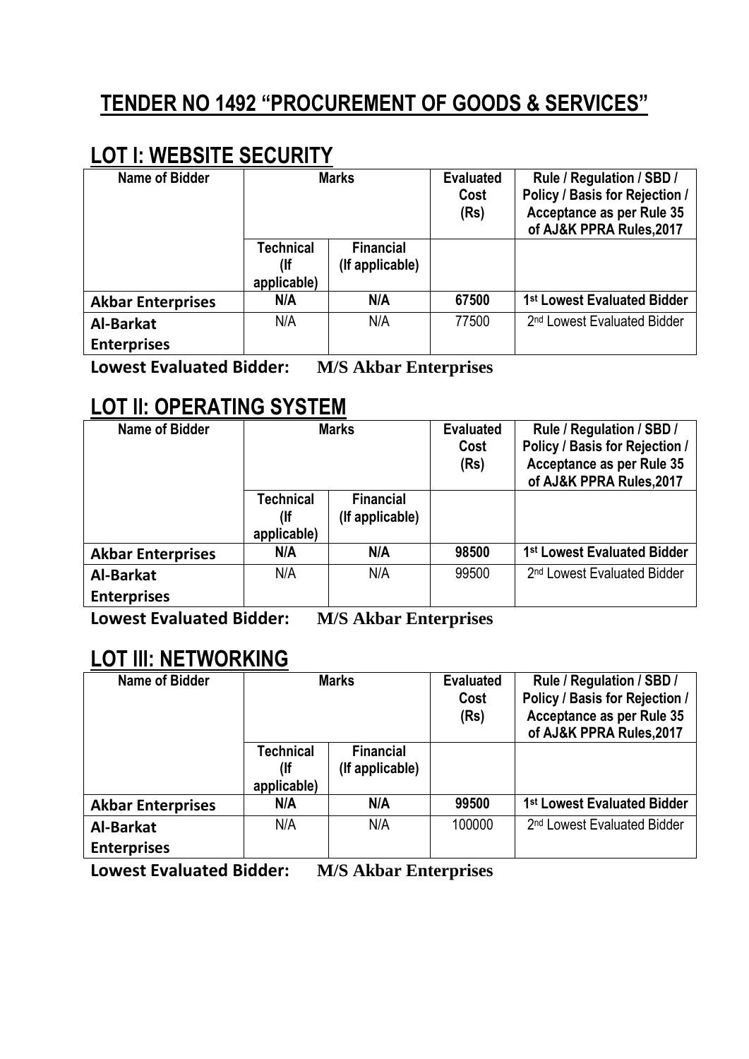# TENDER NO 1492 "PROCUREMENT OF GOODS & SERVICES"

## LOT I: WEBSITE SECURITY

| Name of Bidder | Marks | | Evaluated Cost (Rs) | Rule / Regulation / SBD / Policy / Basis for Rejection / Acceptance as per Rule 35 of AJ&K PPRA Rules,2017 |
|---|---|---|---|---|
| | Technical (If applicable) | Financial (If applicable) | | |
| **Akbar Enterprises** | **N/A** | **N/A** | **67500** | **1st Lowest Evaluated Bidder** |
| **Al-Barkat Enterprises** | N/A | N/A | 77500 | 2nd Lowest Evaluated Bidder |

**Lowest Evaluated Bidder: M/S Akbar Enterprises**

## LOT II: OPERATING SYSTEM

| Name of Bidder | Marks | | Evaluated Cost (Rs) | Rule / Regulation / SBD / Policy / Basis for Rejection / Acceptance as per Rule 35 of AJ&K PPRA Rules,2017 |
|---|---|---|---|---|
| | Technical (If applicable) | Financial (If applicable) | | |
| **Akbar Enterprises** | **N/A** | **N/A** | **98500** | **1st Lowest Evaluated Bidder** |
| **Al-Barkat Enterprises** | N/A | N/A | 99500 | 2nd Lowest Evaluated Bidder |

**Lowest Evaluated Bidder: M/S Akbar Enterprises**

## LOT III: NETWORKING

| Name of Bidder | Marks | | Evaluated Cost (Rs) | Rule / Regulation / SBD / Policy / Basis for Rejection / Acceptance as per Rule 35 of AJ&K PPRA Rules,2017 |
|---|---|---|---|---|
| | Technical (If applicable) | Financial (If applicable) | | |
| **Akbar Enterprises** | **N/A** | **N/A** | **99500** | **1st Lowest Evaluated Bidder** |
| **Al-Barkat Enterprises** | N/A | N/A | 100000 | 2nd Lowest Evaluated Bidder |

**Lowest Evaluated Bidder: M/S Akbar Enterprises**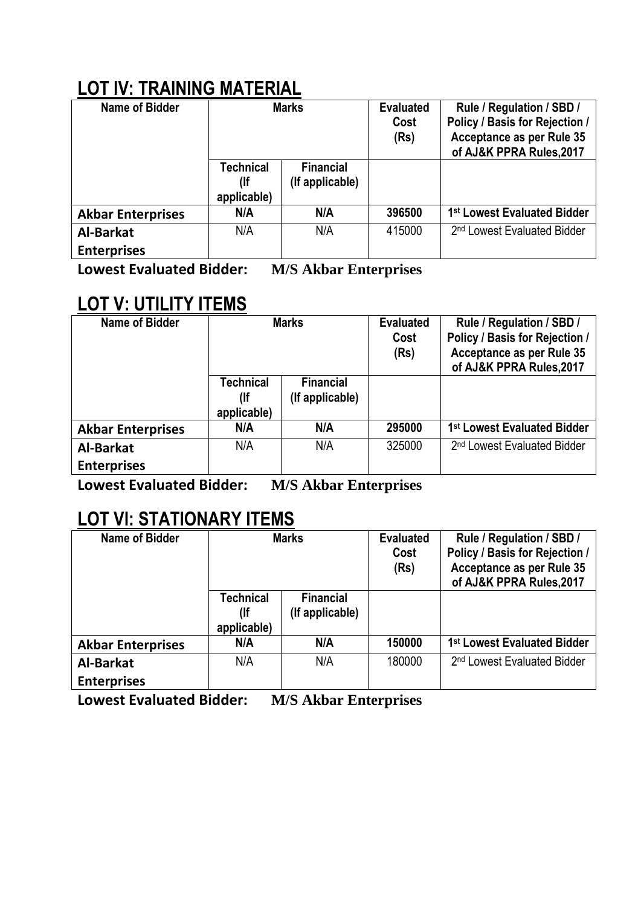## LOT IV: TRAINING MATERIAL

| Name of Bidder | Marks | | Evaluated Cost (Rs) | Rule / Regulation / SBD / Policy / Basis for Rejection / Acceptance as per Rule 35 of AJ&K PPRA Rules,2017 |
|---|---|---|---|---|
| | Technical (If applicable) | Financial (If applicable) | | |
| **Akbar Enterprises** | **N/A** | **N/A** | **396500** | **1st Lowest Evaluated Bidder** |
| **Al-Barkat Enterprises** | N/A | N/A | 415000 | 2nd Lowest Evaluated Bidder |

**Lowest Evaluated Bidder: M/S Akbar Enterprises**

## LOT V: UTILITY ITEMS

| Name of Bidder | Marks | | Evaluated Cost (Rs) | Rule / Regulation / SBD / Policy / Basis for Rejection / Acceptance as per Rule 35 of AJ&K PPRA Rules,2017 |
|---|---|---|---|---|
| | Technical (If applicable) | Financial (If applicable) | | |
| **Akbar Enterprises** | **N/A** | **N/A** | **295000** | **1st Lowest Evaluated Bidder** |
| **Al-Barkat Enterprises** | N/A | N/A | 325000 | 2nd Lowest Evaluated Bidder |

**Lowest Evaluated Bidder: M/S Akbar Enterprises**

## LOT VI: STATIONARY ITEMS

| Name of Bidder | Marks | | Evaluated Cost (Rs) | Rule / Regulation / SBD / Policy / Basis for Rejection / Acceptance as per Rule 35 of AJ&K PPRA Rules,2017 |
|---|---|---|---|---|
| | Technical (If applicable) | Financial (If applicable) | | |
| **Akbar Enterprises** | **N/A** | **N/A** | **150000** | **1st Lowest Evaluated Bidder** |
| **Al-Barkat Enterprises** | N/A | N/A | 180000 | 2nd Lowest Evaluated Bidder |

**Lowest Evaluated Bidder: M/S Akbar Enterprises**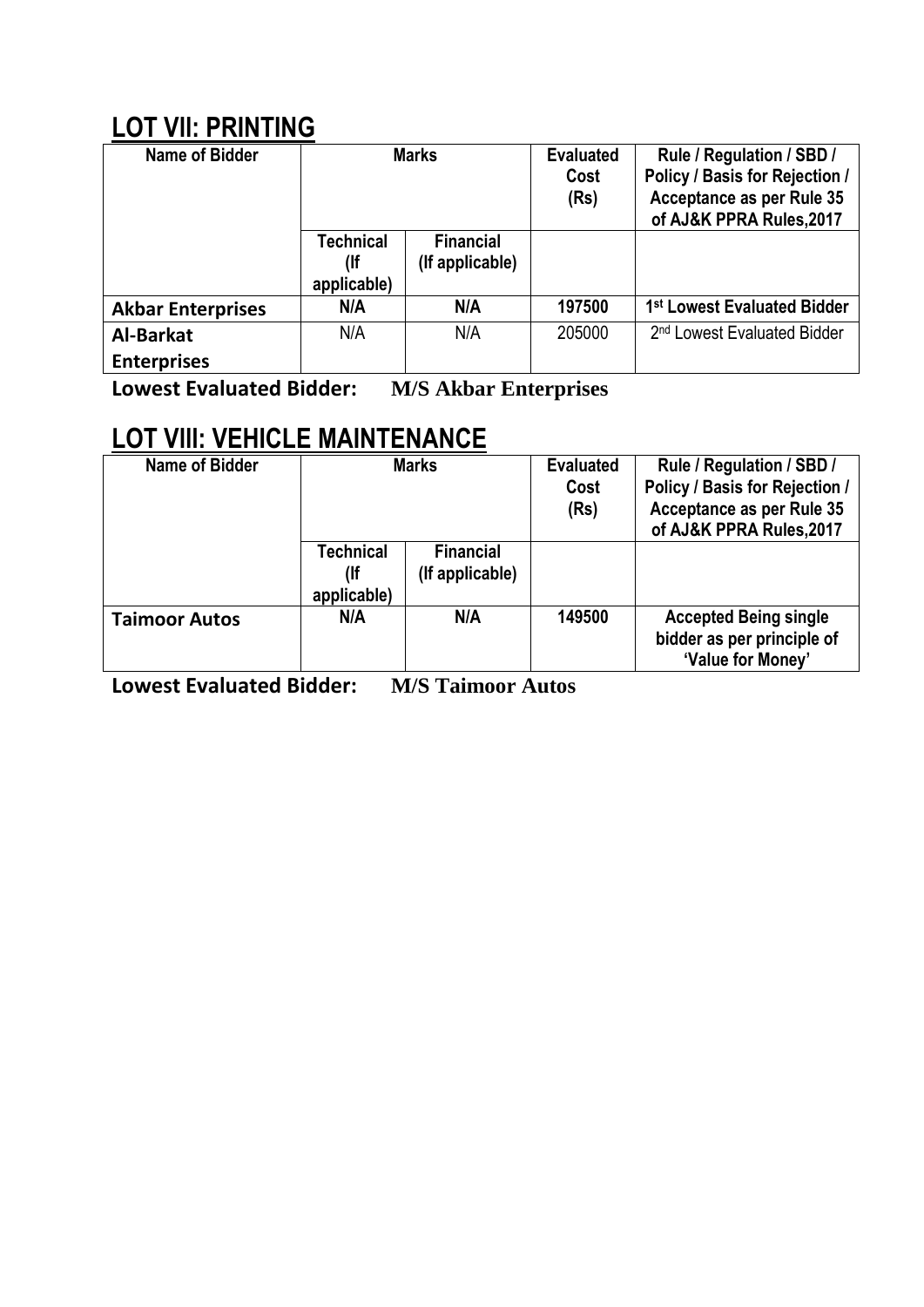## LOT VII: PRINTING

| Name of Bidder | Marks | | Evaluated Cost (Rs) | Rule / Regulation / SBD / Policy / Basis for Rejection / Acceptance as per Rule 35 of AJ&K PPRA Rules,2017 |
|---|---|---|---|---|
| | Technical (If applicable) | Financial (If applicable) | | |
| **Akbar Enterprises** | **N/A** | **N/A** | **197500** | **1st Lowest Evaluated Bidder** |
| **Al-Barkat Enterprises** | N/A | N/A | 205000 | 2nd Lowest Evaluated Bidder |

**Lowest Evaluated Bidder: M/S Akbar Enterprises**

## LOT VIII: VEHICLE MAINTENANCE

| Name of Bidder | Marks | | Evaluated Cost (Rs) | Rule / Regulation / SBD / Policy / Basis for Rejection / Acceptance as per Rule 35 of AJ&K PPRA Rules,2017 |
|---|---|---|---|---|
| | Technical (If applicable) | Financial (If applicable) | | |
| **Taimoor Autos** | **N/A** | **N/A** | **149500** | **Accepted Being single bidder as per principle of 'Value for Money'** |

**Lowest Evaluated Bidder: M/S Taimoor Autos**